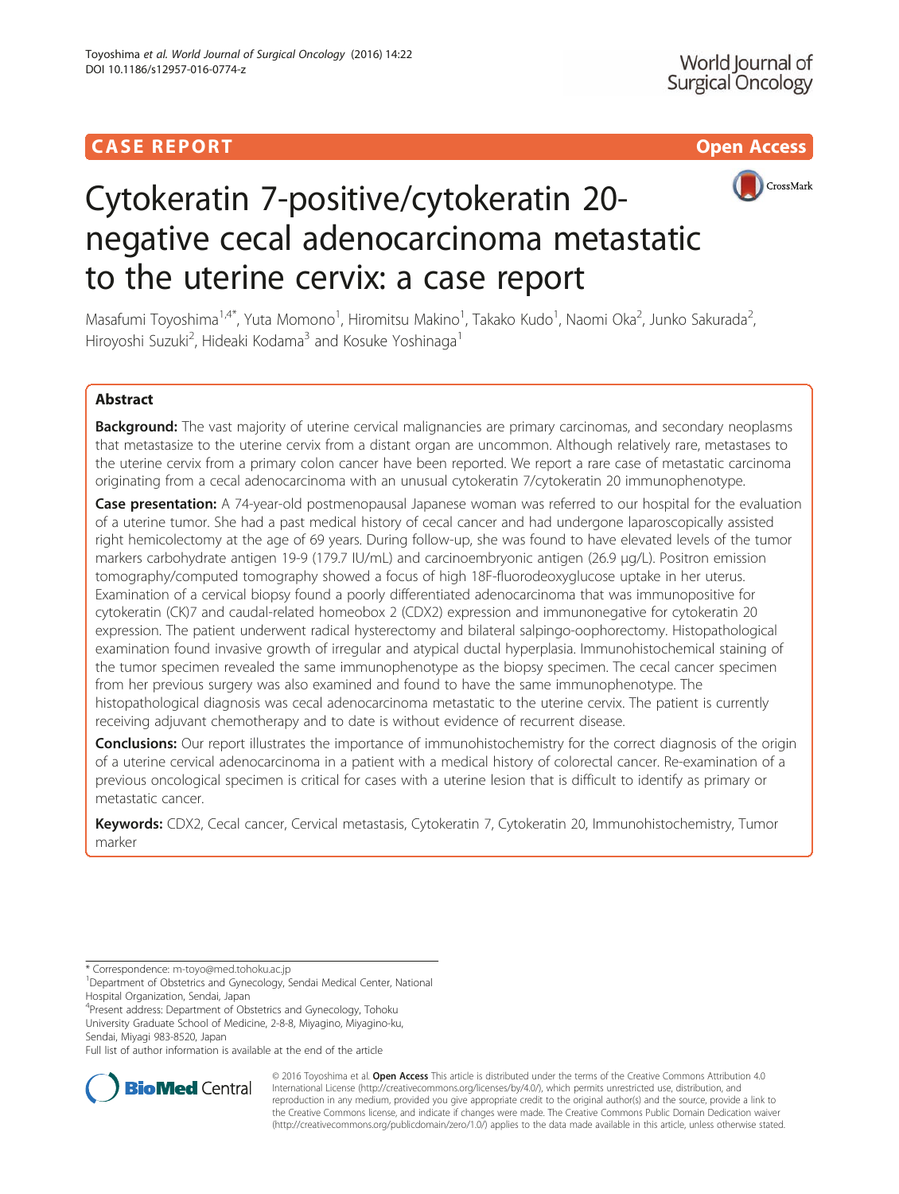CASE REPORT

Open Access

# Cytokeratin 7-positive/cytokeratin 20-negative cecal adenocarcinoma metastatic to the uterine cervix: a case report

Masafumi Toyoshima[1,4*], Yuta Momono[1], Hiromitsu Makino[1], Takako Kudo[1], Naomi Oka[2], Junko Sakurada[2], Hiroyoshi Suzuki[2], Hideaki Kodama[3] and Kosuke Yoshinaga[1]

## Abstract

**Background:** The vast majority of uterine cervical malignancies are primary carcinomas, and secondary neoplasms that metastasize to the uterine cervix from a distant organ are uncommon. Although relatively rare, metastases to the uterine cervix from a primary colon cancer have been reported. We report a rare case of metastatic carcinoma originating from a cecal adenocarcinoma with an unusual cytokeratin 7/cytokeratin 20 immunophenotype.

**Case presentation:** A 74-year-old postmenopausal Japanese woman was referred to our hospital for the evaluation of a uterine tumor. She had a past medical history of cecal cancer and had undergone laparoscopically assisted right hemicolectomy at the age of 69 years. During follow-up, she was found to have elevated levels of the tumor markers carbohydrate antigen 19-9 (179.7 IU/mL) and carcinoembryonic antigen (26.9 μg/L). Positron emission tomography/computed tomography showed a focus of high 18F-fluorodeoxyglucose uptake in her uterus. Examination of a cervical biopsy found a poorly differentiated adenocarcinoma that was immunopositive for cytokeratin (CK)7 and caudal-related homeobox 2 (CDX2) expression and immunonegative for cytokeratin 20 expression. The patient underwent radical hysterectomy and bilateral salpingo-oophorectomy. Histopathological examination found invasive growth of irregular and atypical ductal hyperplasia. Immunohistochemical staining of the tumor specimen revealed the same immunophenotype as the biopsy specimen. The cecal cancer specimen from her previous surgery was also examined and found to have the same immunophenotype. The histopathological diagnosis was cecal adenocarcinoma metastatic to the uterine cervix. The patient is currently receiving adjuvant chemotherapy and to date is without evidence of recurrent disease.

**Conclusions:** Our report illustrates the importance of immunohistochemistry for the correct diagnosis of the origin of a uterine cervical adenocarcinoma in a patient with a medical history of colorectal cancer. Re-examination of a previous oncological specimen is critical for cases with a uterine lesion that is difficult to identify as primary or metastatic cancer.

**Keywords:** CDX2, Cecal cancer, Cervical metastasis, Cytokeratin 7, Cytokeratin 20, Immunohistochemistry, Tumor marker

\* Correspondence: m-toyo@med.tohoku.ac.jp
[1]Department of Obstetrics and Gynecology, Sendai Medical Center, National Hospital Organization, Sendai, Japan
[4]Present address: Department of Obstetrics and Gynecology, Tohoku University Graduate School of Medicine, 2-8-8, Miyagino, Miyagino-ku, Sendai, Miyagi 983-8520, Japan
Full list of author information is available at the end of the article

© 2016 Toyoshima et al. **Open Access** This article is distributed under the terms of the Creative Commons Attribution 4.0 International License (http://creativecommons.org/licenses/by/4.0/), which permits unrestricted use, distribution, and reproduction in any medium, provided you give appropriate credit to the original author(s) and the source, provide a link to the Creative Commons license, and indicate if changes were made. The Creative Commons Public Domain Dedication waiver (http://creativecommons.org/publicdomain/zero/1.0/) applies to the data made available in this article, unless otherwise stated.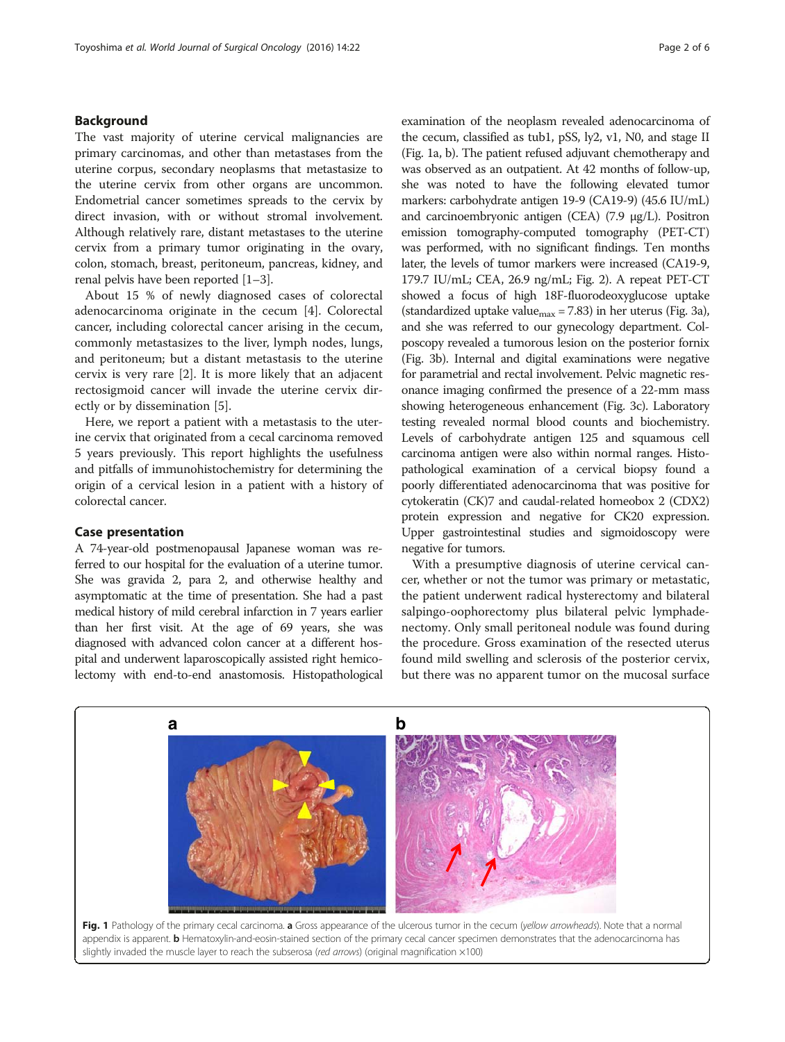## Background

The vast majority of uterine cervical malignancies are primary carcinomas, and other than metastases from the uterine corpus, secondary neoplasms that metastasize to the uterine cervix from other organs are uncommon. Endometrial cancer sometimes spreads to the cervix by direct invasion, with or without stromal involvement. Although relatively rare, distant metastases to the uterine cervix from a primary tumor originating in the ovary, colon, stomach, breast, peritoneum, pancreas, kidney, and renal pelvis have been reported [1–3].

About 15 % of newly diagnosed cases of colorectal adenocarcinoma originate in the cecum [4]. Colorectal cancer, including colorectal cancer arising in the cecum, commonly metastasizes to the liver, lymph nodes, lungs, and peritoneum; but a distant metastasis to the uterine cervix is very rare [2]. It is more likely that an adjacent rectosigmoid cancer will invade the uterine cervix directly or by dissemination [5].

Here, we report a patient with a metastasis to the uterine cervix that originated from a cecal carcinoma removed 5 years previously. This report highlights the usefulness and pitfalls of immunohistochemistry for determining the origin of a cervical lesion in a patient with a history of colorectal cancer.

## Case presentation

A 74-year-old postmenopausal Japanese woman was referred to our hospital for the evaluation of a uterine tumor. She was gravida 2, para 2, and otherwise healthy and asymptomatic at the time of presentation. She had a past medical history of mild cerebral infarction in 7 years earlier than her first visit. At the age of 69 years, she was diagnosed with advanced colon cancer at a different hospital and underwent laparoscopically assisted right hemicolectomy with end-to-end anastomosis. Histopathological examination of the neoplasm revealed adenocarcinoma of the cecum, classified as tub1, pSS, ly2, v1, N0, and stage II (Fig. 1a, b). The patient refused adjuvant chemotherapy and was observed as an outpatient. At 42 months of follow-up, she was noted to have the following elevated tumor markers: carbohydrate antigen 19-9 (CA19-9) (45.6 IU/mL) and carcinoembryonic antigen (CEA) (7.9 μg/L). Positron emission tomography-computed tomography (PET-CT) was performed, with no significant findings. Ten months later, the levels of tumor markers were increased (CA19-9, 179.7 IU/mL; CEA, 26.9 ng/mL; Fig. 2). A repeat PET-CT showed a focus of high 18F-fluorodeoxyglucose uptake (standardized uptake value$_{max}$ = 7.83) in her uterus (Fig. 3a), and she was referred to our gynecology department. Colposcopy revealed a tumorous lesion on the posterior fornix (Fig. 3b). Internal and digital examinations were negative for parametrial and rectal involvement. Pelvic magnetic resonance imaging confirmed the presence of a 22-mm mass showing heterogeneous enhancement (Fig. 3c). Laboratory testing revealed normal blood counts and biochemistry. Levels of carbohydrate antigen 125 and squamous cell carcinoma antigen were also within normal ranges. Histopathological examination of a cervical biopsy found a poorly differentiated adenocarcinoma that was positive for cytokeratin (CK)7 and caudal-related homeobox 2 (CDX2) protein expression and negative for CK20 expression. Upper gastrointestinal studies and sigmoidoscopy were negative for tumors.

With a presumptive diagnosis of uterine cervical cancer, whether or not the tumor was primary or metastatic, the patient underwent radical hysterectomy and bilateral salpingo-oophorectomy plus bilateral pelvic lymphadenectomy. Only small peritoneal nodule was found during the procedure. Gross examination of the resected uterus found mild swelling and sclerosis of the posterior cervix, but there was no apparent tumor on the mucosal surface

**Fig. 1** Pathology of the primary cecal carcinoma. **a** Gross appearance of the ulcerous tumor in the cecum (*yellow arrowheads*). Note that a normal appendix is apparent. **b** Hematoxylin-and-eosin-stained section of the primary cecal cancer specimen demonstrates that the adenocarcinoma has slightly invaded the muscle layer to reach the subserosa (*red arrows*) (original magnification ×100)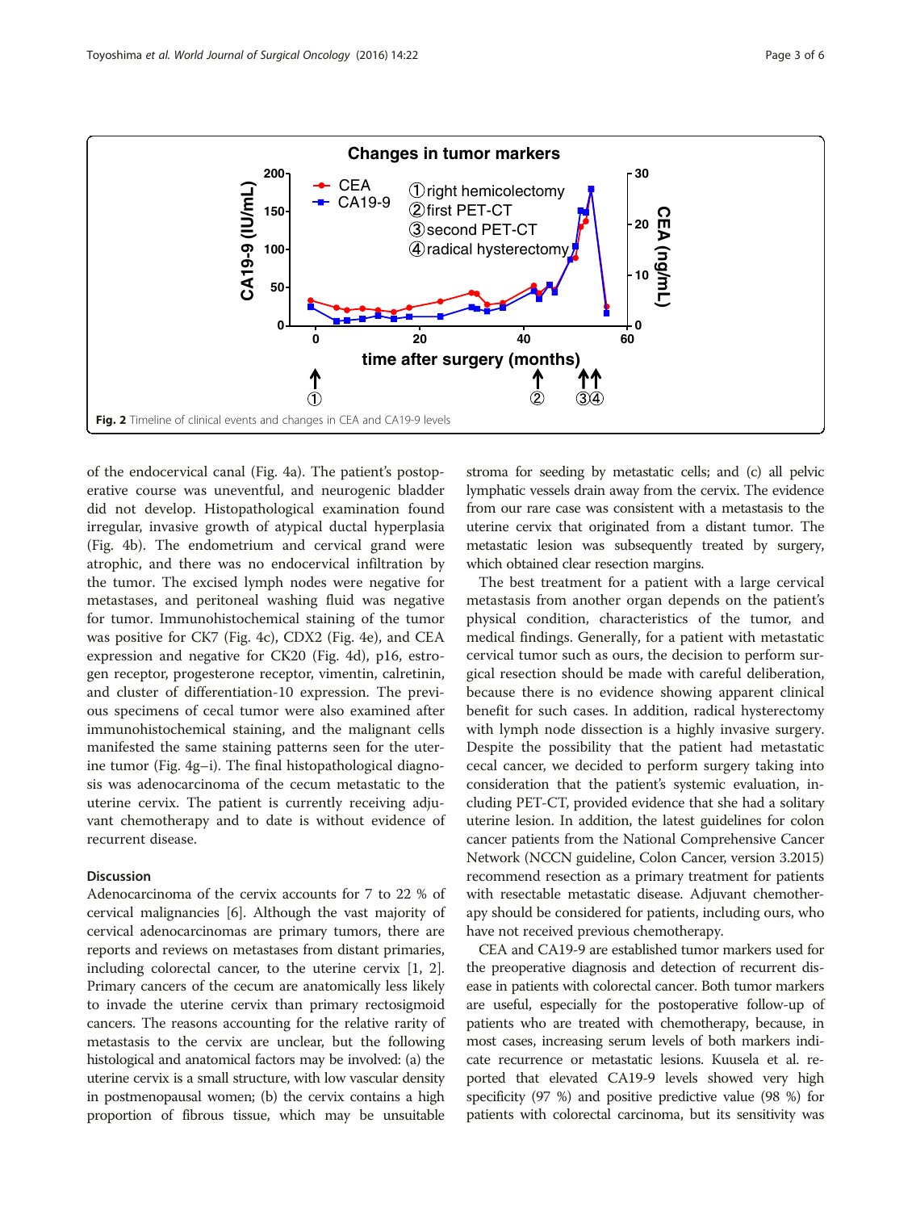Changes in tumor markers

CA19-9 (IU/mL)

CEA (ng/mL)

CEA

CA19-9

① right hemicolectomy
② first PET-CT
③ second PET-CT
④ radical hysterectomy

200
150
100
50
0

30
20
10
0

0
20
40
60

time after surgery (months)

①
②
③④

**Fig. 2** Timeline of clinical events and changes in CEA and CA19-9 levels

of the endocervical canal (Fig. 4a). The patient's postoperative course was uneventful, and neurogenic bladder did not develop. Histopathological examination found irregular, invasive growth of atypical ductal hyperplasia (Fig. 4b). The endometrium and cervical grand were atrophic, and there was no endocervical infiltration by the tumor. The excised lymph nodes were negative for metastases, and peritoneal washing fluid was negative for tumor. Immunohistochemical staining of the tumor was positive for CK7 (Fig. 4c), CDX2 (Fig. 4e), and CEA expression and negative for CK20 (Fig. 4d), p16, estrogen receptor, progesterone receptor, vimentin, calretinin, and cluster of differentiation-10 expression. The previous specimens of cecal tumor were also examined after immunohistochemical staining, and the malignant cells manifested the same staining patterns seen for the uterine tumor (Fig. 4g–i). The final histopathological diagnosis was adenocarcinoma of the cecum metastatic to the uterine cervix. The patient is currently receiving adjuvant chemotherapy and to date is without evidence of recurrent disease.

## Discussion

Adenocarcinoma of the cervix accounts for 7 to 22 % of cervical malignancies [6]. Although the vast majority of cervical adenocarcinomas are primary tumors, there are reports and reviews on metastases from distant primaries, including colorectal cancer, to the uterine cervix [1, 2]. Primary cancers of the cecum are anatomically less likely to invade the uterine cervix than primary rectosigmoid cancers. The reasons accounting for the relative rarity of metastasis to the cervix are unclear, but the following histological and anatomical factors may be involved: (a) the uterine cervix is a small structure, with low vascular density in postmenopausal women; (b) the cervix contains a high proportion of fibrous tissue, which may be unsuitable stroma for seeding by metastatic cells; and (c) all pelvic lymphatic vessels drain away from the cervix. The evidence from our rare case was consistent with a metastasis to the uterine cervix that originated from a distant tumor. The metastatic lesion was subsequently treated by surgery, which obtained clear resection margins.

The best treatment for a patient with a large cervical metastasis from another organ depends on the patient's physical condition, characteristics of the tumor, and medical findings. Generally, for a patient with metastatic cervical tumor such as ours, the decision to perform surgical resection should be made with careful deliberation, because there is no evidence showing apparent clinical benefit for such cases. In addition, radical hysterectomy with lymph node dissection is a highly invasive surgery. Despite the possibility that the patient had metastatic cecal cancer, we decided to perform surgery taking into consideration that the patient's systemic evaluation, including PET-CT, provided evidence that she had a solitary uterine lesion. In addition, the latest guidelines for colon cancer patients from the National Comprehensive Cancer Network (NCCN guideline, Colon Cancer, version 3.2015) recommend resection as a primary treatment for patients with resectable metastatic disease. Adjuvant chemotherapy should be considered for patients, including ours, who have not received previous chemotherapy.

CEA and CA19-9 are established tumor markers used for the preoperative diagnosis and detection of recurrent disease in patients with colorectal cancer. Both tumor markers are useful, especially for the postoperative follow-up of patients who are treated with chemotherapy, because, in most cases, increasing serum levels of both markers indicate recurrence or metastatic lesions. Kuusela et al. reported that elevated CA19-9 levels showed very high specificity (97 %) and positive predictive value (98 %) for patients with colorectal carcinoma, but its sensitivity was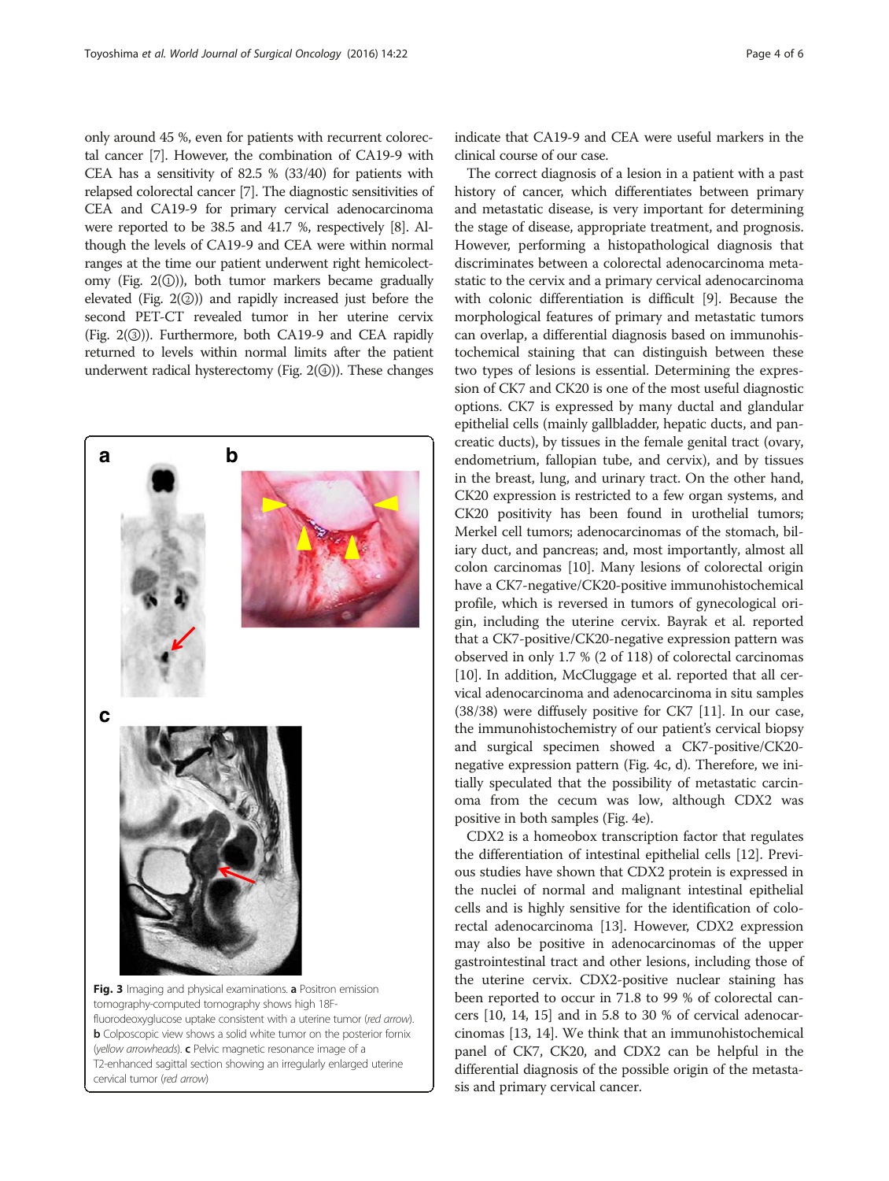only around 45 %, even for patients with recurrent colorectal cancer [7]. However, the combination of CA19-9 with CEA has a sensitivity of 82.5 % (33/40) for patients with relapsed colorectal cancer [7]. The diagnostic sensitivities of CEA and CA19-9 for primary cervical adenocarcinoma were reported to be 38.5 and 41.7 %, respectively [8]. Although the levels of CA19-9 and CEA were within normal ranges at the time our patient underwent right hemicolectomy (Fig. 2(①)), both tumor markers became gradually elevated (Fig. 2(②)) and rapidly increased just before the second PET-CT revealed tumor in her uterine cervix (Fig. 2(③)). Furthermore, both CA19-9 and CEA rapidly returned to levels within normal limits after the patient underwent radical hysterectomy (Fig. 2(④)). These changes indicate that CA19-9 and CEA were useful markers in the clinical course of our case.

**Fig. 3** Imaging and physical examinations. **a** Positron emission tomography-computed tomography shows high 18F-fluorodeoxyglucose uptake consistent with a uterine tumor (*red arrow*). **b** Colposcopic view shows a solid white tumor on the posterior fornix (*yellow arrowheads*). **c** Pelvic magnetic resonance image of a T2-enhanced sagittal section showing an irregularly enlarged uterine cervical tumor (*red arrow*)

The correct diagnosis of a lesion in a patient with a past history of cancer, which differentiates between primary and metastatic disease, is very important for determining the stage of disease, appropriate treatment, and prognosis. However, performing a histopathological diagnosis that discriminates between a colorectal adenocarcinoma metastatic to the cervix and a primary cervical adenocarcinoma with colonic differentiation is difficult [9]. Because the morphological features of primary and metastatic tumors can overlap, a differential diagnosis based on immunohistochemical staining that can distinguish between these two types of lesions is essential. Determining the expression of CK7 and CK20 is one of the most useful diagnostic options. CK7 is expressed by many ductal and glandular epithelial cells (mainly gallbladder, hepatic ducts, and pancreatic ducts), by tissues in the female genital tract (ovary, endometrium, fallopian tube, and cervix), and by tissues in the breast, lung, and urinary tract. On the other hand, CK20 expression is restricted to a few organ systems, and CK20 positivity has been found in urothelial tumors; Merkel cell tumors; adenocarcinomas of the stomach, biliary duct, and pancreas; and, most importantly, almost all colon carcinomas [10]. Many lesions of colorectal origin have a CK7-negative/CK20-positive immunohistochemical profile, which is reversed in tumors of gynecological origin, including the uterine cervix. Bayrak et al. reported that a CK7-positive/CK20-negative expression pattern was observed in only 1.7 % (2 of 118) of colorectal carcinomas [10]. In addition, McCluggage et al. reported that all cervical adenocarcinoma and adenocarcinoma in situ samples (38/38) were diffusely positive for CK7 [11]. In our case, the immunohistochemistry of our patient's cervical biopsy and surgical specimen showed a CK7-positive/CK20-negative expression pattern (Fig. 4c, d). Therefore, we initially speculated that the possibility of metastatic carcinoma from the cecum was low, although CDX2 was positive in both samples (Fig. 4e).

CDX2 is a homeobox transcription factor that regulates the differentiation of intestinal epithelial cells [12]. Previous studies have shown that CDX2 protein is expressed in the nuclei of normal and malignant intestinal epithelial cells and is highly sensitive for the identification of colorectal adenocarcinoma [13]. However, CDX2 expression may also be positive in adenocarcinomas of the upper gastrointestinal tract and other lesions, including those of the uterine cervix. CDX2-positive nuclear staining has been reported to occur in 71.8 to 99 % of colorectal cancers [10, 14, 15] and in 5.8 to 30 % of cervical adenocarcinomas [13, 14]. We think that an immunohistochemical panel of CK7, CK20, and CDX2 can be helpful in the differential diagnosis of the possible origin of the metastasis and primary cervical cancer.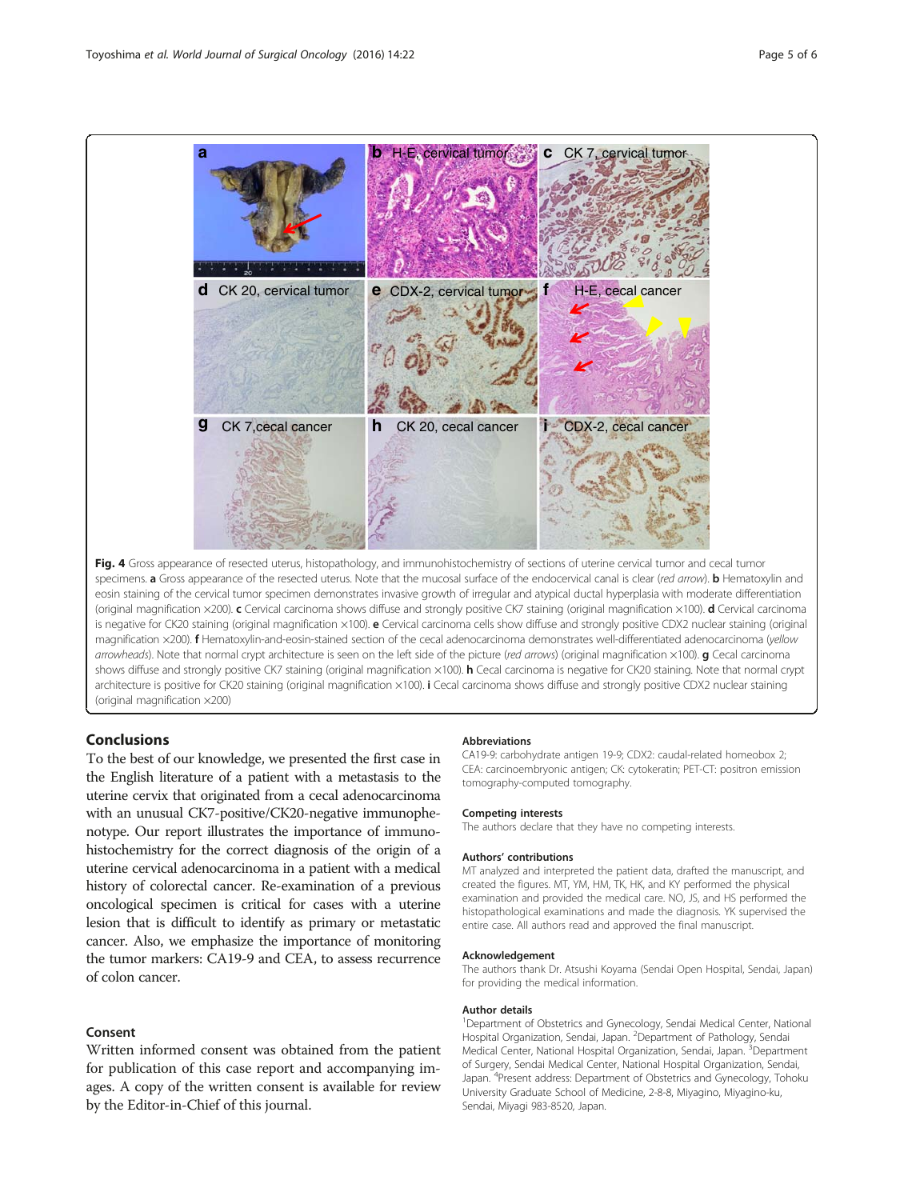**Fig. 4** Gross appearance of resected uterus, histopathology, and immunohistochemistry of sections of uterine cervical tumor and cecal tumor specimens. **a** Gross appearance of the resected uterus. Note that the mucosal surface of the endocervical canal is clear (*red arrow*). **b** Hematoxylin and eosin staining of the cervical tumor specimen demonstrates invasive growth of irregular and atypical ductal hyperplasia with moderate differentiation (original magnification ×200). **c** Cervical carcinoma shows diffuse and strongly positive CK7 staining (original magnification ×100). **d** Cervical carcinoma is negative for CK20 staining (original magnification ×100). **e** Cervical carcinoma cells show diffuse and strongly positive CDX2 nuclear staining (original magnification ×200). **f** Hematoxylin-and-eosin-stained section of the cecal adenocarcinoma demonstrates well-differentiated adenocarcinoma (*yellow arrowheads*). Note that normal crypt architecture is seen on the left side of the picture (*red arrows*) (original magnification ×100). **g** Cecal carcinoma shows diffuse and strongly positive CK7 staining (original magnification ×100). **h** Cecal carcinoma is negative for CK20 staining. Note that normal crypt architecture is positive for CK20 staining (original magnification ×100). **i** Cecal carcinoma shows diffuse and strongly positive CDX2 nuclear staining (original magnification ×200)

## Conclusions

To the best of our knowledge, we presented the first case in the English literature of a patient with a metastasis to the uterine cervix that originated from a cecal adenocarcinoma with an unusual CK7-positive/CK20-negative immunophenotype. Our report illustrates the importance of immunohistochemistry for the correct diagnosis of the origin of a uterine cervical adenocarcinoma in a patient with a medical history of colorectal cancer. Re-examination of a previous oncological specimen is critical for cases with a uterine lesion that is difficult to identify as primary or metastatic cancer. Also, we emphasize the importance of monitoring the tumor markers: CA19-9 and CEA, to assess recurrence of colon cancer.

## Consent

Written informed consent was obtained from the patient for publication of this case report and accompanying images. A copy of the written consent is available for review by the Editor-in-Chief of this journal.

### Abbreviations

CA19-9: carbohydrate antigen 19-9; CDX2: caudal-related homeobox 2; CEA: carcinoembryonic antigen; CK: cytokeratin; PET-CT: positron emission tomography-computed tomography.

### Competing interests

The authors declare that they have no competing interests.

### Authors' contributions

MT analyzed and interpreted the patient data, drafted the manuscript, and created the figures. MT, YM, HM, TK, HK, and KY performed the physical examination and provided the medical care. NO, JS, and HS performed the histopathological examinations and made the diagnosis. YK supervised the entire case. All authors read and approved the final manuscript.

### Acknowledgement

The authors thank Dr. Atsushi Koyama (Sendai Open Hospital, Sendai, Japan) for providing the medical information.

### Author details

[1]Department of Obstetrics and Gynecology, Sendai Medical Center, National Hospital Organization, Sendai, Japan. [2]Department of Pathology, Sendai Medical Center, National Hospital Organization, Sendai, Japan. [3]Department of Surgery, Sendai Medical Center, National Hospital Organization, Sendai, Japan. [4]Present address: Department of Obstetrics and Gynecology, Tohoku University Graduate School of Medicine, 2-8-8, Miyagino, Miyagino-ku, Sendai, Miyagi 983-8520, Japan.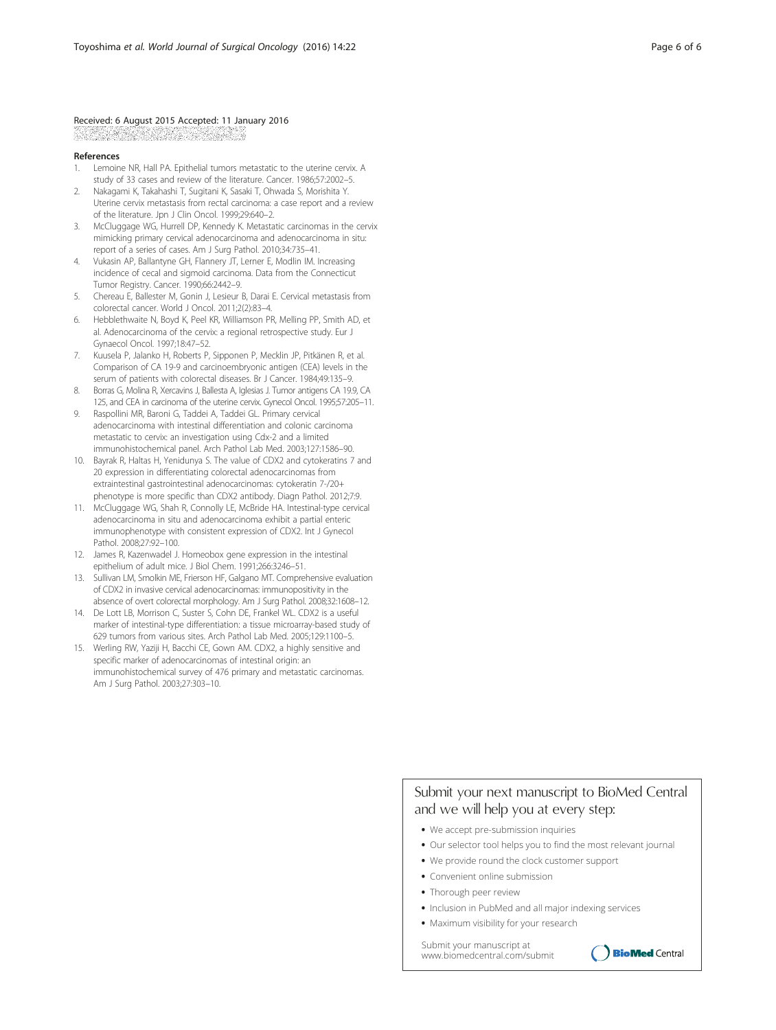Received: 6 August 2015 Accepted: 11 January 2016

## References

1. Lemoine NR, Hall PA. Epithelial tumors metastatic to the uterine cervix. A study of 33 cases and review of the literature. Cancer. 1986;57:2002–5.
2. Nakagami K, Takahashi T, Sugitani K, Sasaki T, Ohwada S, Morishita Y. Uterine cervix metastasis from rectal carcinoma: a case report and a review of the literature. Jpn J Clin Oncol. 1999;29:640–2.
3. McCluggage WG, Hurrell DP, Kennedy K. Metastatic carcinomas in the cervix mimicking primary cervical adenocarcinoma and adenocarcinoma in situ: report of a series of cases. Am J Surg Pathol. 2010;34:735–41.
4. Vukasin AP, Ballantyne GH, Flannery JT, Lerner E, Modlin IM. Increasing incidence of cecal and sigmoid carcinoma. Data from the Connecticut Tumor Registry. Cancer. 1990;66:2442–9.
5. Chereau E, Ballester M, Gonin J, Lesieur B, Darai E. Cervical metastasis from colorectal cancer. World J Oncol. 2011;2(2):83–4.
6. Hebblethwaite N, Boyd K, Peel KR, Williamson PR, Melling PP, Smith AD, et al. Adenocarcinoma of the cervix: a regional retrospective study. Eur J Gynaecol Oncol. 1997;18:47–52.
7. Kuusela P, Jalanko H, Roberts P, Sipponen P, Mecklin JP, Pitkänen R, et al. Comparison of CA 19-9 and carcinoembryonic antigen (CEA) levels in the serum of patients with colorectal diseases. Br J Cancer. 1984;49:135–9.
8. Borras G, Molina R, Xercavins J, Ballesta A, Iglesias J. Tumor antigens CA 19.9, CA 125, and CEA in carcinoma of the uterine cervix. Gynecol Oncol. 1995;57:205–11.
9. Raspollini MR, Baroni G, Taddei A, Taddei GL. Primary cervical adenocarcinoma with intestinal differentiation and colonic carcinoma metastatic to cervix: an investigation using Cdx-2 and a limited immunohistochemical panel. Arch Pathol Lab Med. 2003;127:1586–90.
10. Bayrak R, Haltas H, Yenidunya S. The value of CDX2 and cytokeratins 7 and 20 expression in differentiating colorectal adenocarcinomas from extraintestinal gastrointestinal adenocarcinomas: cytokeratin 7-/20+ phenotype is more specific than CDX2 antibody. Diagn Pathol. 2012;7:9.
11. McCluggage WG, Shah R, Connolly LE, McBride HA. Intestinal-type cervical adenocarcinoma in situ and adenocarcinoma exhibit a partial enteric immunophenotype with consistent expression of CDX2. Int J Gynecol Pathol. 2008;27:92–100.
12. James R, Kazenwadel J. Homeobox gene expression in the intestinal epithelium of adult mice. J Biol Chem. 1991;266:3246–51.
13. Sullivan LM, Smolkin ME, Frierson HF, Galgano MT. Comprehensive evaluation of CDX2 in invasive cervical adenocarcinomas: immunopositivity in the absence of overt colorectal morphology. Am J Surg Pathol. 2008;32:1608–12.
14. De Lott LB, Morrison C, Suster S, Cohn DE, Frankel WL. CDX2 is a useful marker of intestinal-type differentiation: a tissue microarray-based study of 629 tumors from various sites. Arch Pathol Lab Med. 2005;129:1100–5.
15. Werling RW, Yaziji H, Bacchi CE, Gown AM. CDX2, a highly sensitive and specific marker of adenocarcinomas of intestinal origin: an immunohistochemical survey of 476 primary and metastatic carcinomas. Am J Surg Pathol. 2003;27:303–10.

Submit your next manuscript to BioMed Central and we will help you at every step:

- We accept pre-submission inquiries
- Our selector tool helps you to find the most relevant journal
- We provide round the clock customer support
- Convenient online submission
- Thorough peer review
- Inclusion in PubMed and all major indexing services
- Maximum visibility for your research

Submit your manuscript at
www.biomedcentral.com/submit

BioMed Central